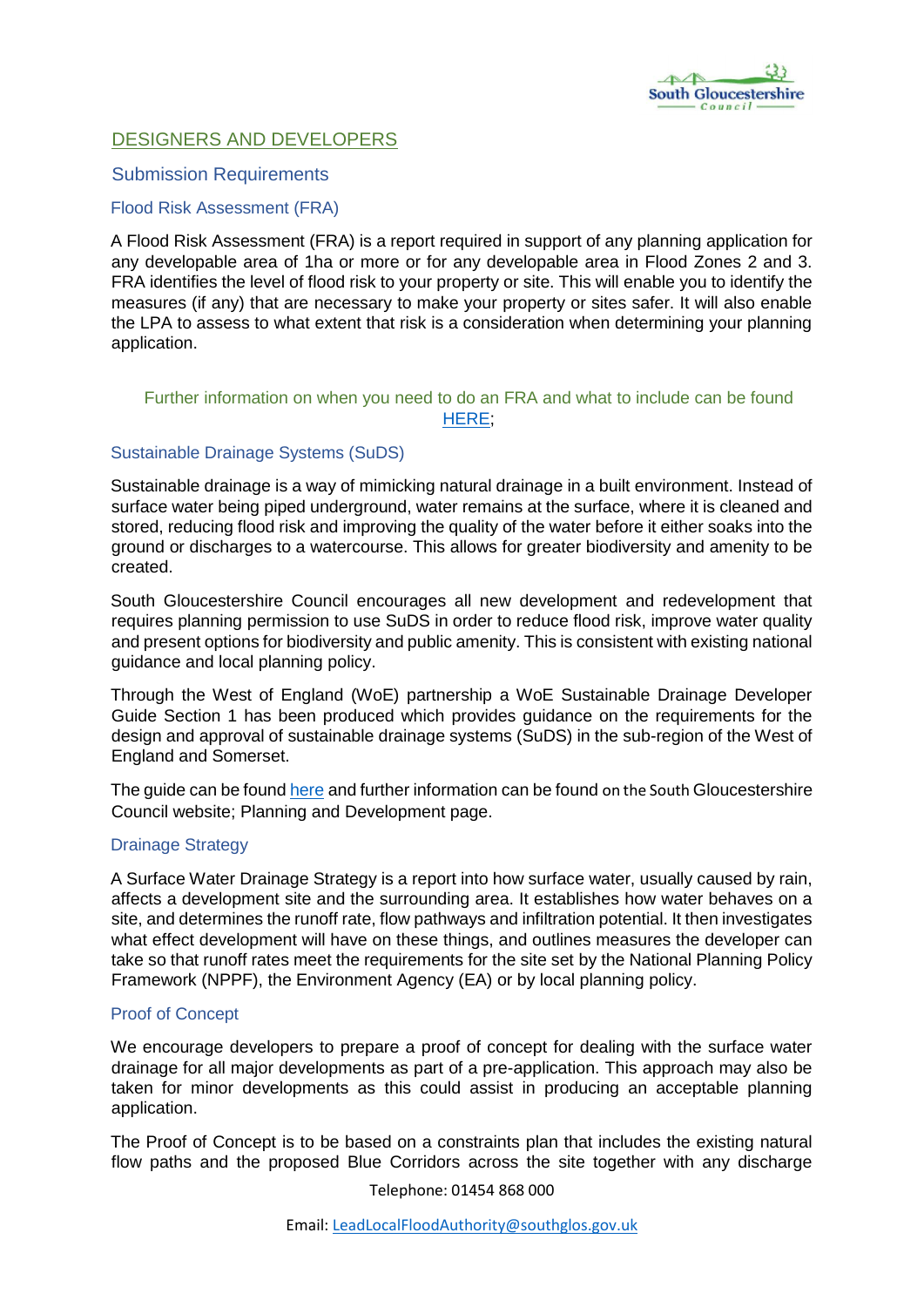## DESIGNERS AND DEVELOPERS

### Submission Requirements

#### Flood Risk Assessment (FRA)

A Flood Risk Assessment (FRA) is a report required in support of any planning application for any developable area of 1ha or more or for any developable area in Flood Zones 2 and 3. FRA identifies the level of flood risk to your property or site. This will enable you to identify the measures (if any) that are necessary to make your property or sites safer. It will also enable the LPA to assess to what extent that risk is a consideration when determining your planning application.

Further information on when you need to do an FRA and what to include can be found HERE;

#### Sustainable Drainage Systems (SuDS)

Sustainable drainage is a way of mimicking natural drainage in a built environment. Instead of surface water being piped underground, water remains at the surface, where it is cleaned and stored, reducing flood risk and improving the quality of the water before it either soaks into the ground or discharges to a watercourse. This allows for greater biodiversity and amenity to be created.

South Gloucestershire Council encourages all new development and redevelopment that requires planning permission to use SuDS in order to reduce flood risk, improve water quality and present options for biodiversity and public amenity. This is consistent with existing national guidance and local planning policy.

Through the West of England (WoE) partnership a WoE Sustainable Drainage Developer Guide Section 1 has been produced which provides guidance on the requirements for the design and approval of sustainable drainage systems (SuDS) in the sub-region of the West of England and Somerset.

The guide can be found here and further information can be found on the South Gloucestershire Council website; Planning and Development page.

#### Drainage Strategy

A Surface Water Drainage Strategy is a report into how surface water, usually caused by rain, affects a development site and the surrounding area. It establishes how water behaves on a site, and determines the runoff rate, flow pathways and infiltration potential. It then investigates what effect development will have on these things, and outlines measures the developer can take so that runoff rates meet the requirements for the site set by the National Planning Policy Framework (NPPF), the Environment Agency (EA) or by local planning policy.

#### Proof of Concept

We encourage developers to prepare a proof of concept for dealing with the surface water drainage for all major developments as part of a pre-application. This approach may also be taken for minor developments as this could assist in producing an acceptable planning application.

The Proof of Concept is to be based on a constraints plan that includes the existing natural flow paths and the proposed Blue Corridors across the site together with any discharge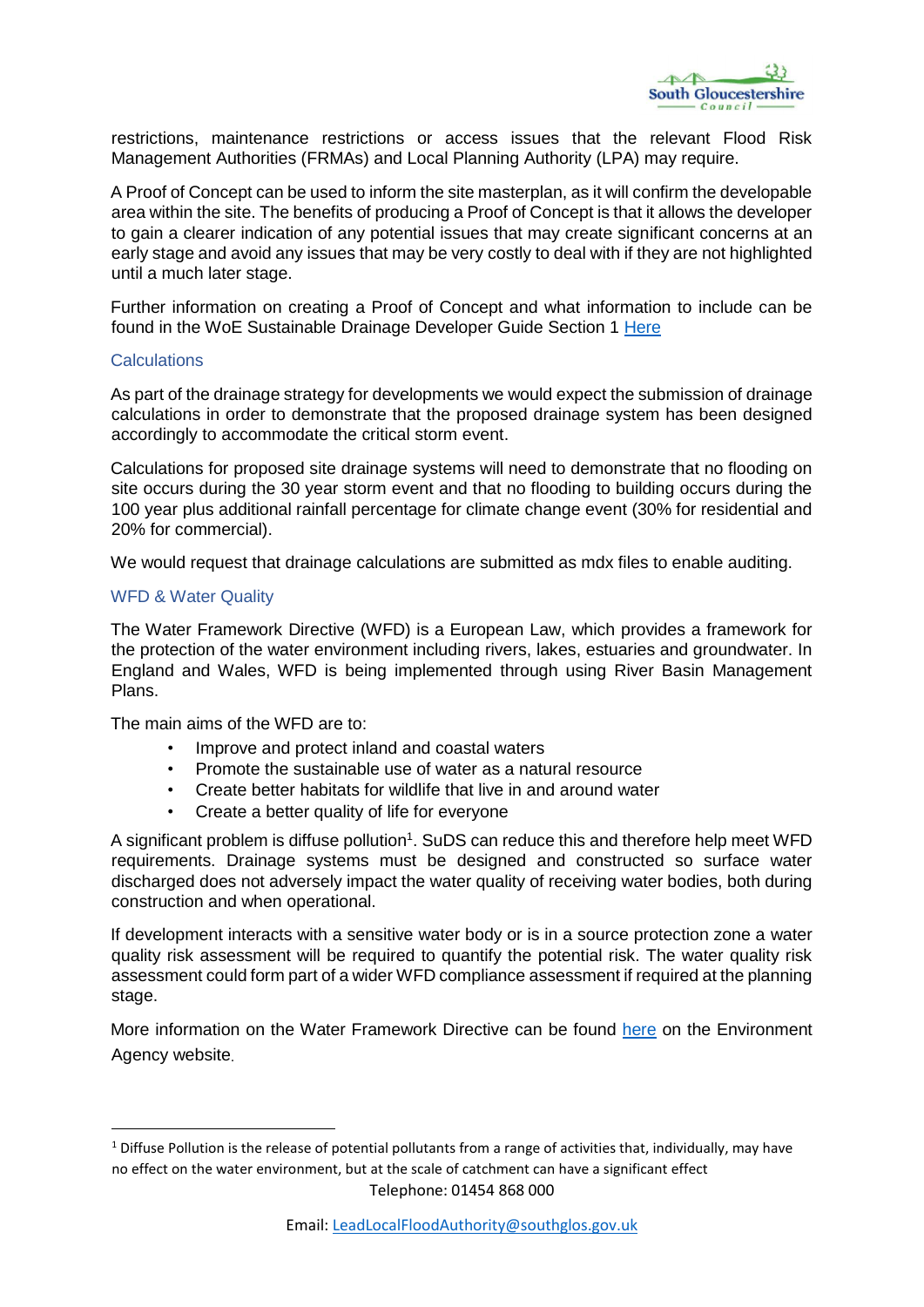restrictions, maintenance restrictions or access issues that the relevant Flood Risk Management Authorities (FRMAs) and Local Planning Authority (LPA) may require.

A Proof of Concept can be used to inform the site masterplan, as it will confirm the developable area within the site. The benefits of producing a Proof of Concept is that it allows the developer to gain a clearer indication of any potential issues that may create significant concerns at an early stage and avoid any issues that may be very costly to deal with if they are not highlighted until a much later stage.

Further information on creating a Proof of Concept and what information to include can be found in the WoE Sustainable Drainage Developer Guide Section 1 Here

### Calculations

As part of the drainage strategy for developments we would expect the submission of drainage calculations in order to demonstrate that the proposed drainage system has been designed accordingly to accommodate the critical storm event.

Calculations for proposed site drainage systems will need to demonstrate that no flooding on site occurs during the 30 year storm event and that no flooding to building occurs during the 100 year plus additional rainfall percentage for climate change event (30% for residential and 20% for commercial).

We would request that drainage calculations are submitted as mdx files to enable auditing.

### WFD & Water Quality

The Water Framework Directive (WFD) is a European Law, which provides a framework for the protection of the water environment including rivers, lakes, estuaries and groundwater. In England and Wales, WFD is being implemented through using River Basin Management Plans.

The main aims of the WFD are to:

- Improve and protect inland and coastal waters
- Promote the sustainable use of water as a natural resource
- Create better habitats for wildlife that live in and around water
- Create a better quality of life for everyone

A significant problem is diffuse pollution[1]. SuDS can reduce this and therefore help meet WFD requirements. Drainage systems must be designed and constructed so surface water discharged does not adversely impact the water quality of receiving water bodies, both during construction and when operational.

If development interacts with a sensitive water body or is in a source protection zone a water quality risk assessment will be required to quantify the potential risk. The water quality risk assessment could form part of a wider WFD compliance assessment if required at the planning stage.

More information on the Water Framework Directive can be found here on the Environment Agency website.

[1] Diffuse Pollution is the release of potential pollutants from a range of activities that, individually, may have no effect on the water environment, but at the scale of catchment can have a significant effect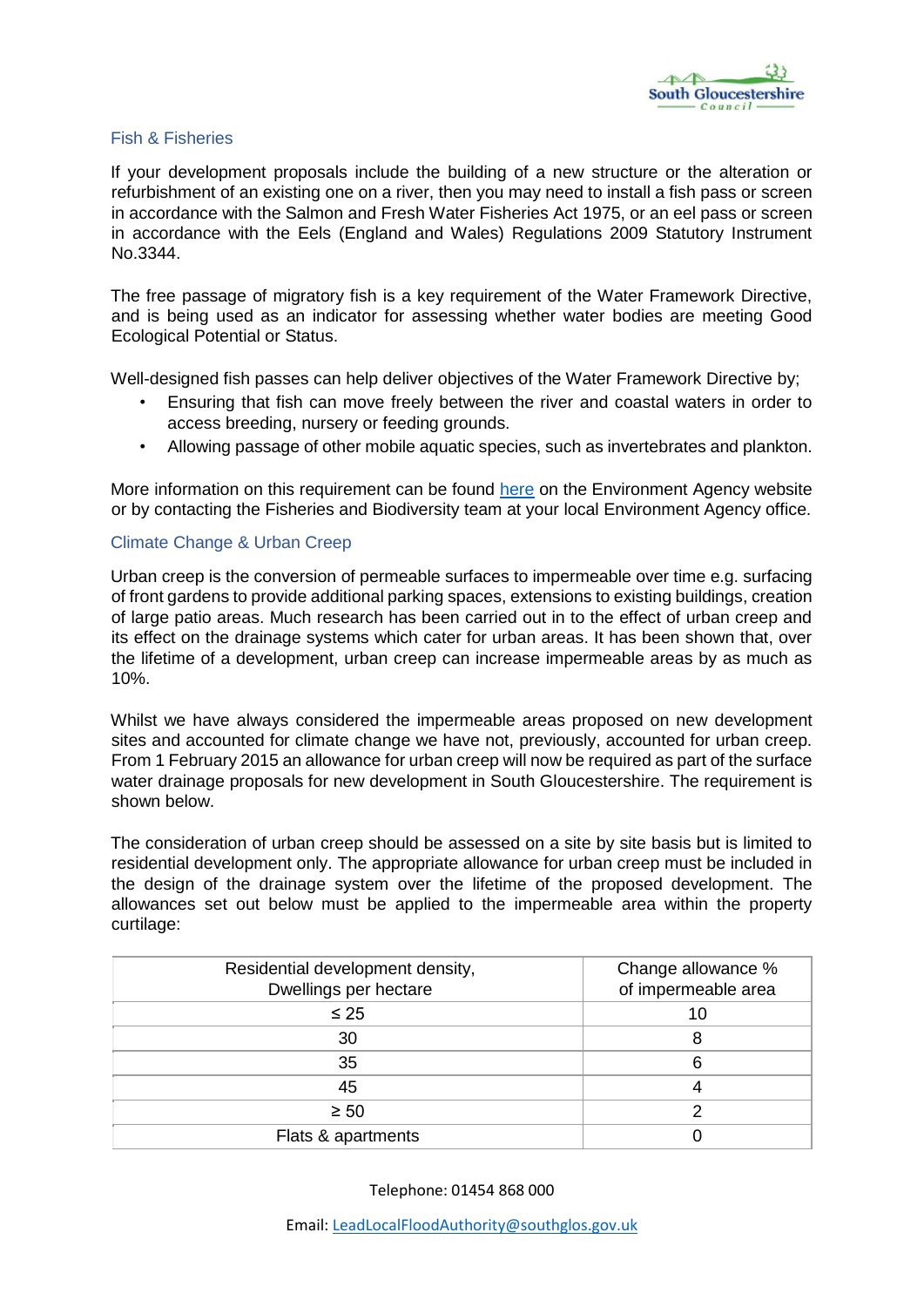## Fish & Fisheries

If your development proposals include the building of a new structure or the alteration or refurbishment of an existing one on a river, then you may need to install a fish pass or screen in accordance with the Salmon and Fresh Water Fisheries Act 1975, or an eel pass or screen in accordance with the Eels (England and Wales) Regulations 2009 Statutory Instrument No.3344.

The free passage of migratory fish is a key requirement of the Water Framework Directive, and is being used as an indicator for assessing whether water bodies are meeting Good Ecological Potential or Status.

Well-designed fish passes can help deliver objectives of the Water Framework Directive by;

- Ensuring that fish can move freely between the river and coastal waters in order to access breeding, nursery or feeding grounds.
- Allowing passage of other mobile aquatic species, such as invertebrates and plankton.

More information on this requirement can be found here on the Environment Agency website or by contacting the Fisheries and Biodiversity team at your local Environment Agency office.

## Climate Change & Urban Creep

Urban creep is the conversion of permeable surfaces to impermeable over time e.g. surfacing of front gardens to provide additional parking spaces, extensions to existing buildings, creation of large patio areas. Much research has been carried out in to the effect of urban creep and its effect on the drainage systems which cater for urban areas. It has been shown that, over the lifetime of a development, urban creep can increase impermeable areas by as much as 10%.

Whilst we have always considered the impermeable areas proposed on new development sites and accounted for climate change we have not, previously, accounted for urban creep. From 1 February 2015 an allowance for urban creep will now be required as part of the surface water drainage proposals for new development in South Gloucestershire. The requirement is shown below.

The consideration of urban creep should be assessed on a site by site basis but is limited to residential development only. The appropriate allowance for urban creep must be included in the design of the drainage system over the lifetime of the proposed development. The allowances set out below must be applied to the impermeable area within the property curtilage:

| Residential development density, Dwellings per hectare | Change allowance % of impermeable area |
|---|---|
| ≤ 25 | 10 |
| 30 | 8 |
| 35 | 6 |
| 45 | 4 |
| ≥ 50 | 2 |
| Flats & apartments | 0 |

Telephone: 01454 868 000

Email: LeadLocalFloodAuthority@southglos.gov.uk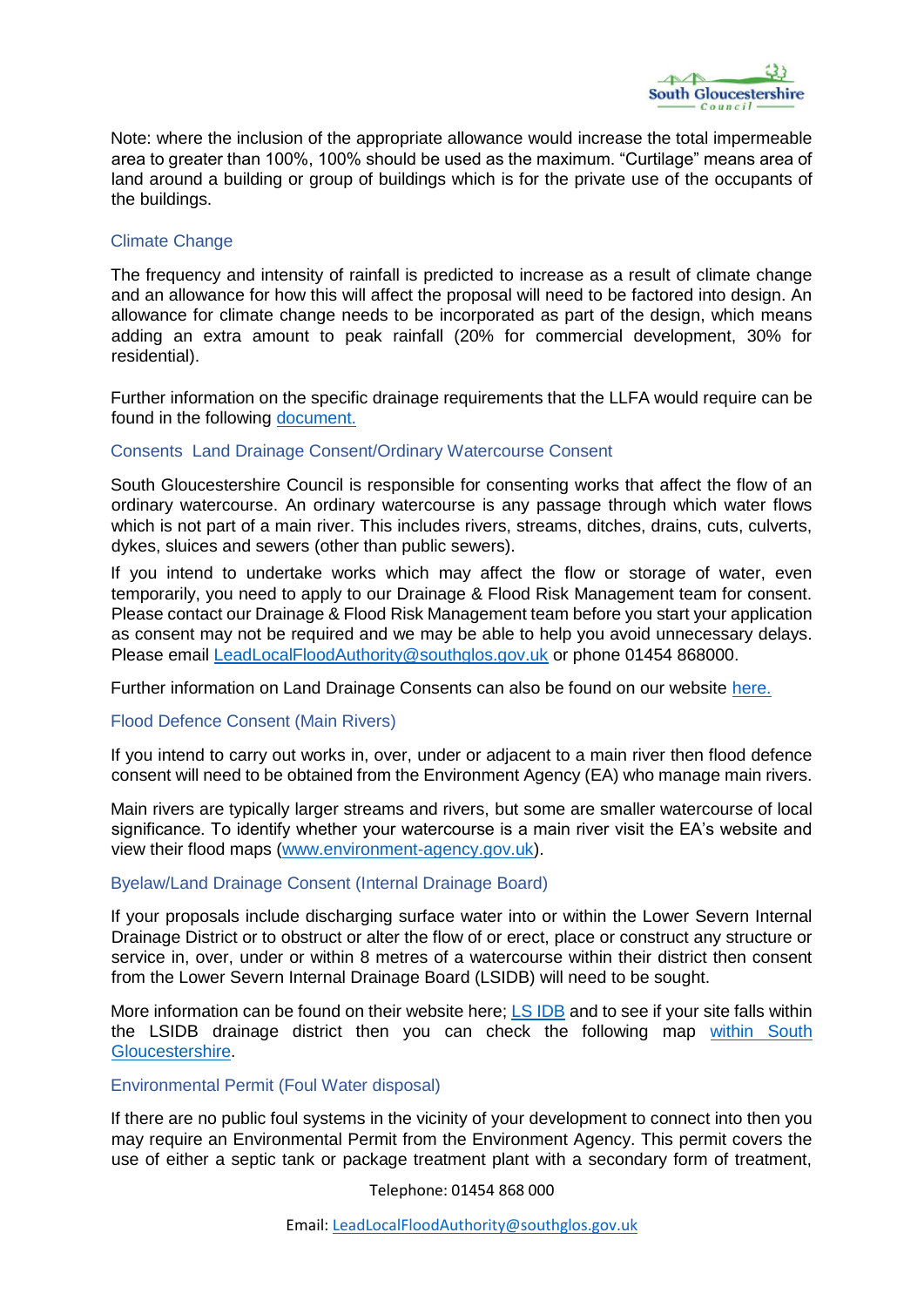Note: where the inclusion of the appropriate allowance would increase the total impermeable area to greater than 100%, 100% should be used as the maximum. "Curtilage" means area of land around a building or group of buildings which is for the private use of the occupants of the buildings.

## Climate Change

The frequency and intensity of rainfall is predicted to increase as a result of climate change and an allowance for how this will affect the proposal will need to be factored into design. An allowance for climate change needs to be incorporated as part of the design, which means adding an extra amount to peak rainfall (20% for commercial development, 30% for residential).

Further information on the specific drainage requirements that the LLFA would require can be found in the following document.

## Consents Land Drainage Consent/Ordinary Watercourse Consent

South Gloucestershire Council is responsible for consenting works that affect the flow of an ordinary watercourse. An ordinary watercourse is any passage through which water flows which is not part of a main river. This includes rivers, streams, ditches, drains, cuts, culverts, dykes, sluices and sewers (other than public sewers).

If you intend to undertake works which may affect the flow or storage of water, even temporarily, you need to apply to our Drainage & Flood Risk Management team for consent. Please contact our Drainage & Flood Risk Management team before you start your application as consent may not be required and we may be able to help you avoid unnecessary delays. Please email LeadLocalFloodAuthority@southglos.gov.uk or phone 01454 868000.

Further information on Land Drainage Consents can also be found on our website here.

## Flood Defence Consent (Main Rivers)

If you intend to carry out works in, over, under or adjacent to a main river then flood defence consent will need to be obtained from the Environment Agency (EA) who manage main rivers.

Main rivers are typically larger streams and rivers, but some are smaller watercourse of local significance. To identify whether your watercourse is a main river visit the EA's website and view their flood maps (www.environment-agency.gov.uk).

## Byelaw/Land Drainage Consent (Internal Drainage Board)

If your proposals include discharging surface water into or within the Lower Severn Internal Drainage District or to obstruct or alter the flow of or erect, place or construct any structure or service in, over, under or within 8 metres of a watercourse within their district then consent from the Lower Severn Internal Drainage Board (LSIDB) will need to be sought.

More information can be found on their website here; LS IDB and to see if your site falls within the LSIDB drainage district then you can check the following map within South Gloucestershire.

## Environmental Permit (Foul Water disposal)

If there are no public foul systems in the vicinity of your development to connect into then you may require an Environmental Permit from the Environment Agency. This permit covers the use of either a septic tank or package treatment plant with a secondary form of treatment,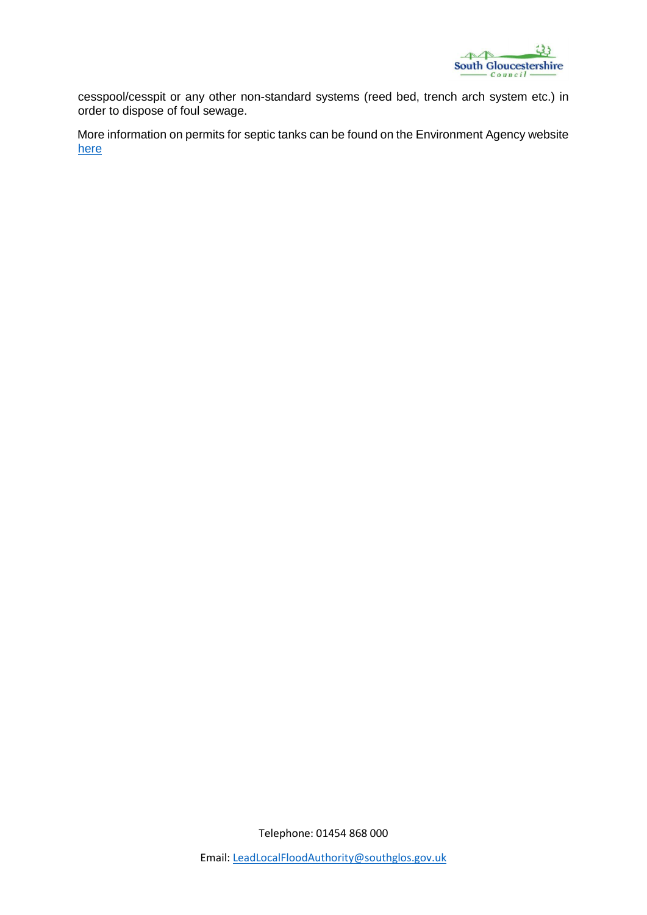cesspool/cesspit or any other non-standard systems (reed bed, trench arch system etc.) in order to dispose of foul sewage.

More information on permits for septic tanks can be found on the Environment Agency website here